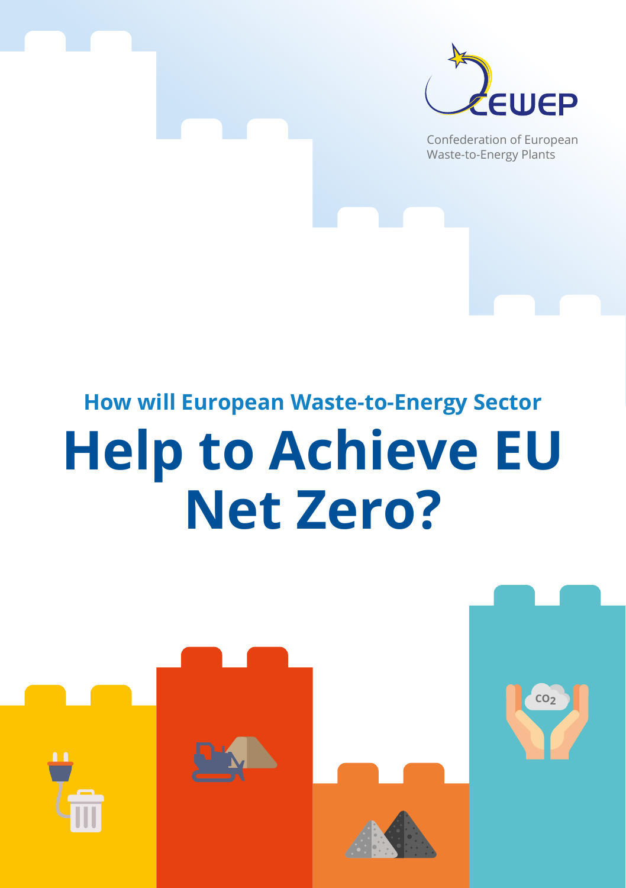CEWEP

Confederation of European Waste-to-Energy Plants

## How will European Waste-to-Energy Sector

# Help to Achieve EU Net Zero?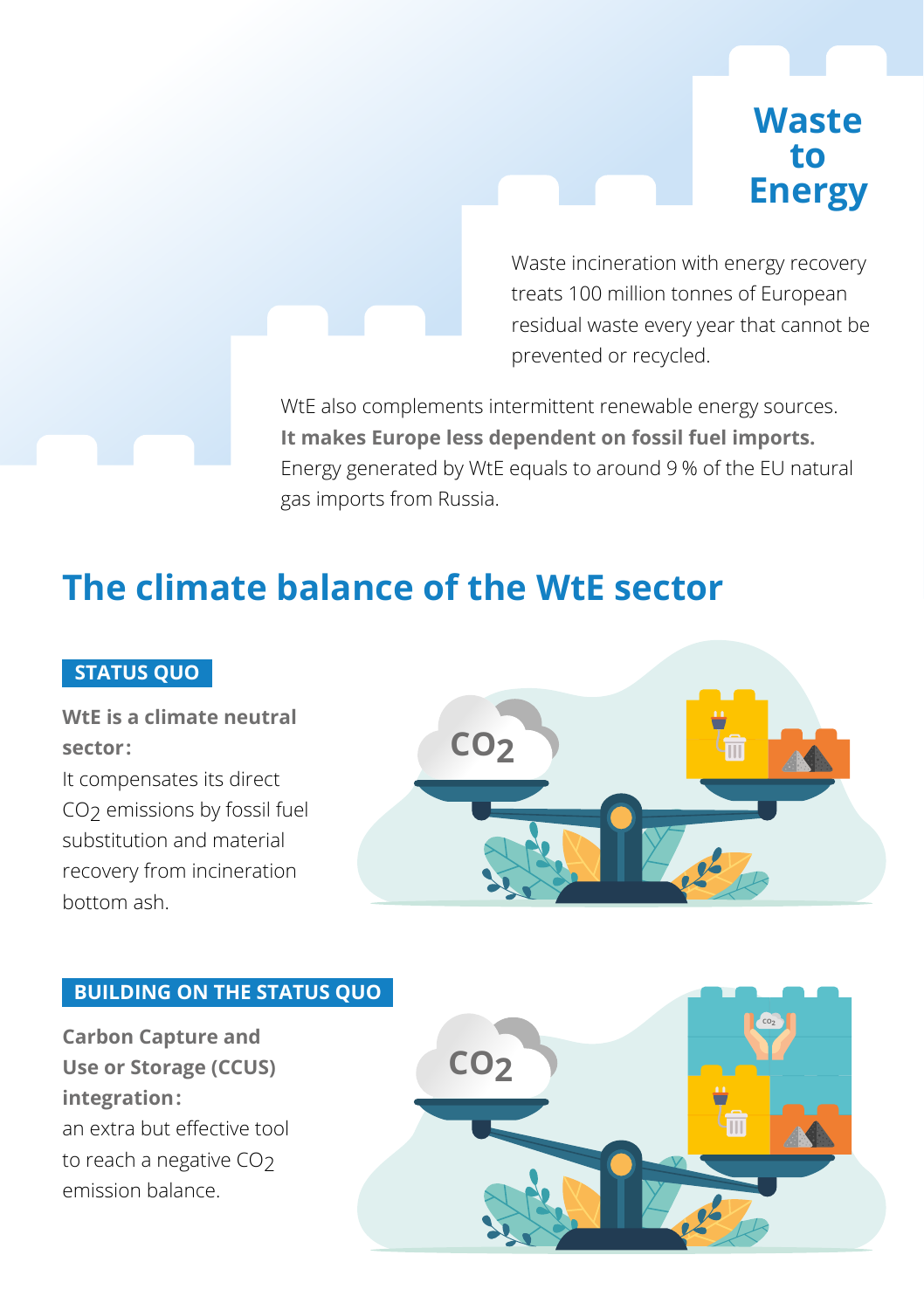# Waste to Energy

Waste incineration with energy recovery treats 100 million tonnes of European residual waste every year that cannot be prevented or recycled.

WtE also complements intermittent renewable energy sources. **It makes Europe less dependent on fossil fuel imports.** Energy generated by WtE equals to around 9 % of the EU natural gas imports from Russia.

## The climate balance of the WtE sector

### STATUS QUO

**WtE is a climate neutral sector:**
It compensates its direct $CO_2$ emissions by fossil fuel substitution and material recovery from incineration bottom ash.

### BUILDING ON THE STATUS QUO

**Carbon Capture and Use or Storage (CCUS) integration:**
an extra but effective tool to reach a negative $CO_2$ emission balance.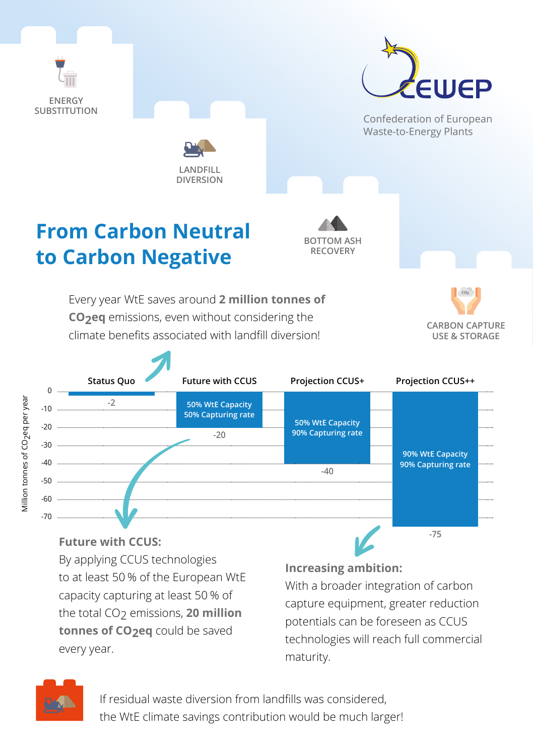ENERGY SUBSTITUTION

LANDFILL DIVERSION

BOTTOM ASH RECOVERY

CARBON CAPTURE USE & STORAGE

Confederation of European Waste-to-Energy Plants

# From Carbon Neutral to Carbon Negative

Every year WtE saves around **2 million tonnes of $CO_2$eq** emissions, even without considering the climate benefits associated with landfill diversion!

| Scenario | Description | Million tonnes of $CO_2$eq per year |
| --- | --- | --- |
| Status Quo | | -2 |
| Future with CCUS | 50% WtE Capacity, 50% Capturing rate | -20 |
| Projection CCUS+ | 50% WtE Capacity, 90% Capturing rate | -40 |
| Projection CCUS++ | 90% WtE Capacity, 90% Capturing rate | -75 |

**Future with CCUS:**

By applying CCUS technologies to at least 50 % of the European WtE capacity capturing at least 50 % of the total $CO_2$ emissions, **20 million tonnes of $CO_2$eq** could be saved every year.

**Increasing ambition:**

With a broader integration of carbon capture equipment, greater reduction potentials can be foreseen as CCUS technologies will reach full commercial maturity.

If residual waste diversion from landfills was considered, the WtE climate savings contribution would be much larger!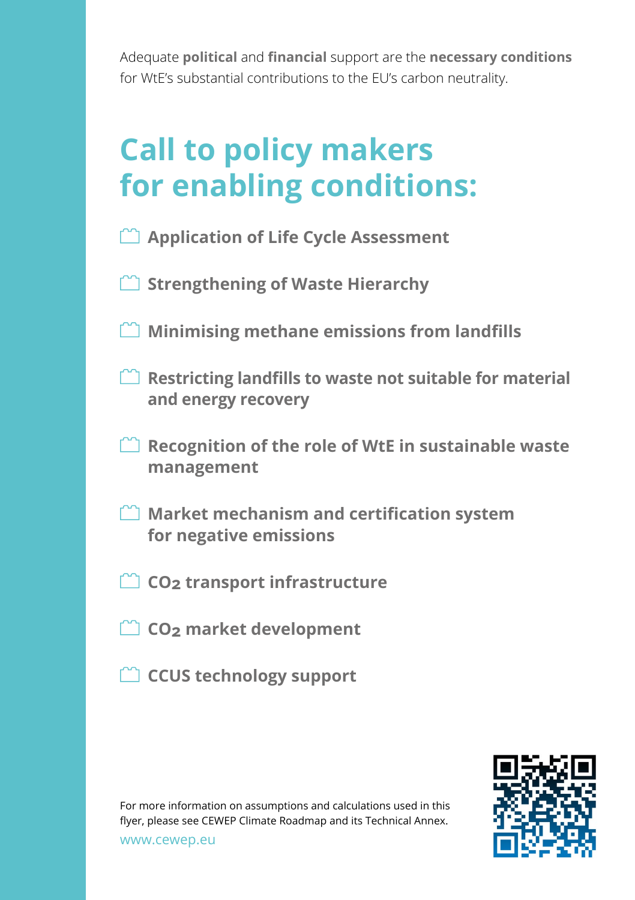Adequate **political** and **financial** support are the **necessary conditions** for WtE's substantial contributions to the EU's carbon neutrality.

## Call to policy makers for enabling conditions:

- **Application of Life Cycle Assessment**
- **Strengthening of Waste Hierarchy**
- **Minimising methane emissions from landfills**
- **Restricting landfills to waste not suitable for material and energy recovery**
- **Recognition of the role of WtE in sustainable waste management**
- **Market mechanism and certification system for negative emissions**
- **$CO_2$ transport infrastructure**
- **$CO_2$ market development**
- **CCUS technology support**

For more information on assumptions and calculations used in this flyer, please see CEWEP Climate Roadmap and its Technical Annex.

www.cewep.eu